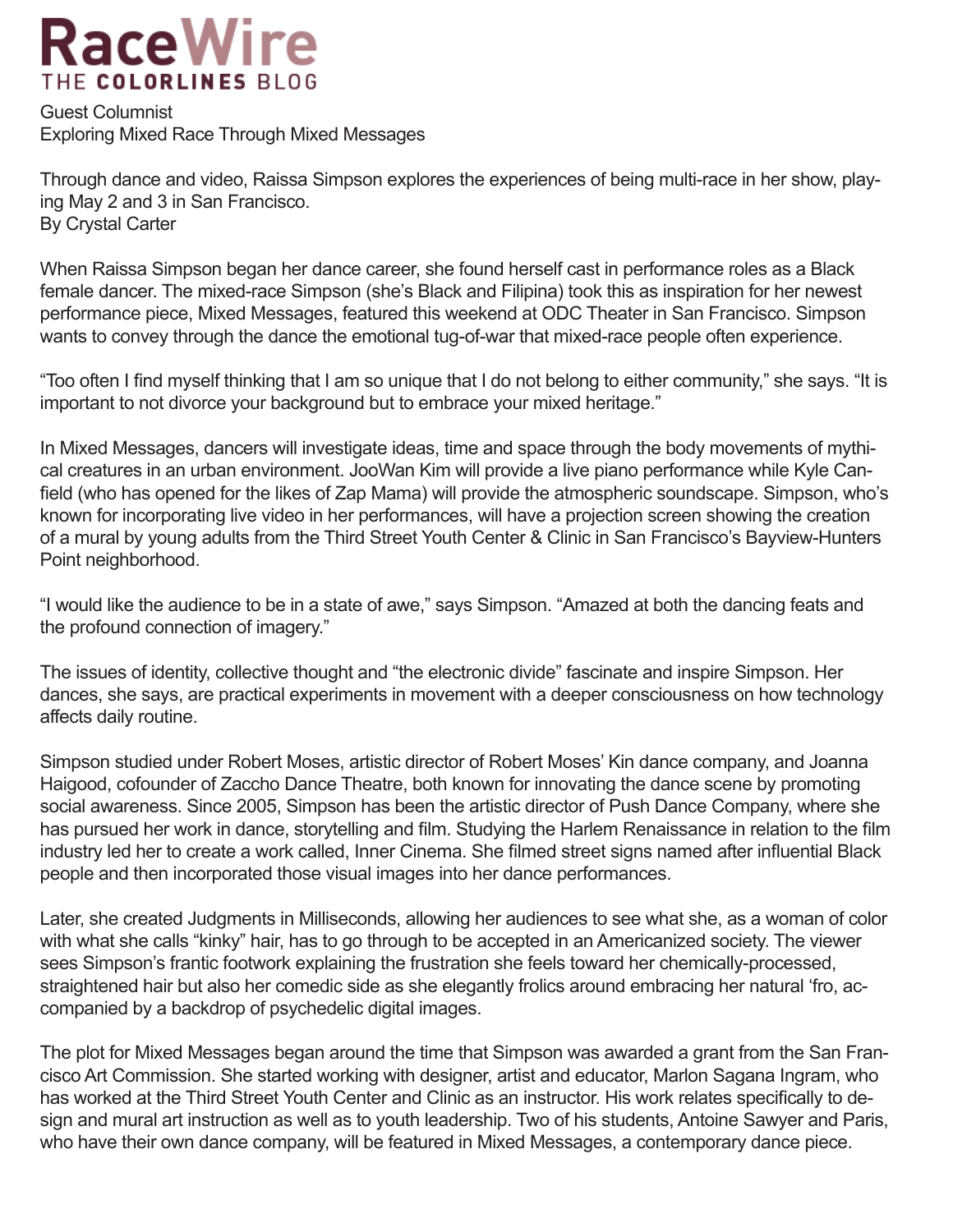# RaceWire

THE **COLORLINES** BLOG

Guest Columnist

Exploring Mixed Race Through Mixed Messages

Through dance and video, Raissa Simpson explores the experiences of being multi-race in her show, playing May 2 and 3 in San Francisco.

By Crystal Carter

When Raissa Simpson began her dance career, she found herself cast in performance roles as a Black female dancer. The mixed-race Simpson (she's Black and Filipina) took this as inspiration for her newest performance piece, Mixed Messages, featured this weekend at ODC Theater in San Francisco. Simpson wants to convey through the dance the emotional tug-of-war that mixed-race people often experience.

"Too often I find myself thinking that I am so unique that I do not belong to either community," she says. "It is important to not divorce your background but to embrace your mixed heritage."

In Mixed Messages, dancers will investigate ideas, time and space through the body movements of mythical creatures in an urban environment. JooWan Kim will provide a live piano performance while Kyle Canfield (who has opened for the likes of Zap Mama) will provide the atmospheric soundscape. Simpson, who's known for incorporating live video in her performances, will have a projection screen showing the creation of a mural by young adults from the Third Street Youth Center & Clinic in San Francisco's Bayview-Hunters Point neighborhood.

"I would like the audience to be in a state of awe," says Simpson. "Amazed at both the dancing feats and the profound connection of imagery."

The issues of identity, collective thought and "the electronic divide" fascinate and inspire Simpson. Her dances, she says, are practical experiments in movement with a deeper consciousness on how technology affects daily routine.

Simpson studied under Robert Moses, artistic director of Robert Moses' Kin dance company, and Joanna Haigood, cofounder of Zaccho Dance Theatre, both known for innovating the dance scene by promoting social awareness. Since 2005, Simpson has been the artistic director of Push Dance Company, where she has pursued her work in dance, storytelling and film. Studying the Harlem Renaissance in relation to the film industry led her to create a work called, Inner Cinema. She filmed street signs named after influential Black people and then incorporated those visual images into her dance performances.

Later, she created Judgments in Milliseconds, allowing her audiences to see what she, as a woman of color with what she calls "kinky" hair, has to go through to be accepted in an Americanized society. The viewer sees Simpson's frantic footwork explaining the frustration she feels toward her chemically-processed, straightened hair but also her comedic side as she elegantly frolics around embracing her natural 'fro, accompanied by a backdrop of psychedelic digital images.

The plot for Mixed Messages began around the time that Simpson was awarded a grant from the San Francisco Art Commission. She started working with designer, artist and educator, Marlon Sagana Ingram, who has worked at the Third Street Youth Center and Clinic as an instructor. His work relates specifically to design and mural art instruction as well as to youth leadership. Two of his students, Antoine Sawyer and Paris, who have their own dance company, will be featured in Mixed Messages, a contemporary dance piece.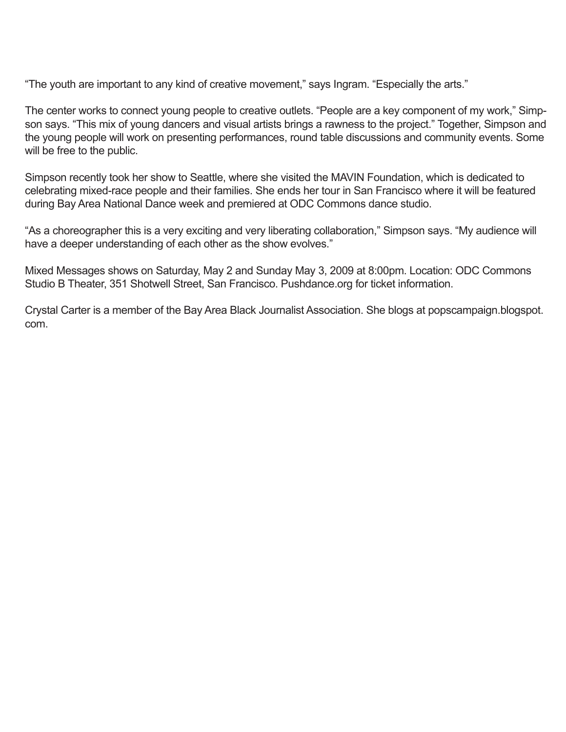"The youth are important to any kind of creative movement," says Ingram. "Especially the arts."

The center works to connect young people to creative outlets. "People are a key component of my work," Simpson says. "This mix of young dancers and visual artists brings a rawness to the project." Together, Simpson and the young people will work on presenting performances, round table discussions and community events. Some will be free to the public.

Simpson recently took her show to Seattle, where she visited the MAVIN Foundation, which is dedicated to celebrating mixed-race people and their families. She ends her tour in San Francisco where it will be featured during Bay Area National Dance week and premiered at ODC Commons dance studio.

"As a choreographer this is a very exciting and very liberating collaboration," Simpson says. "My audience will have a deeper understanding of each other as the show evolves."

Mixed Messages shows on Saturday, May 2 and Sunday May 3, 2009 at 8:00pm. Location: ODC Commons Studio B Theater, 351 Shotwell Street, San Francisco. Pushdance.org for ticket information.

Crystal Carter is a member of the Bay Area Black Journalist Association. She blogs at popscampaign.blogspot.com.